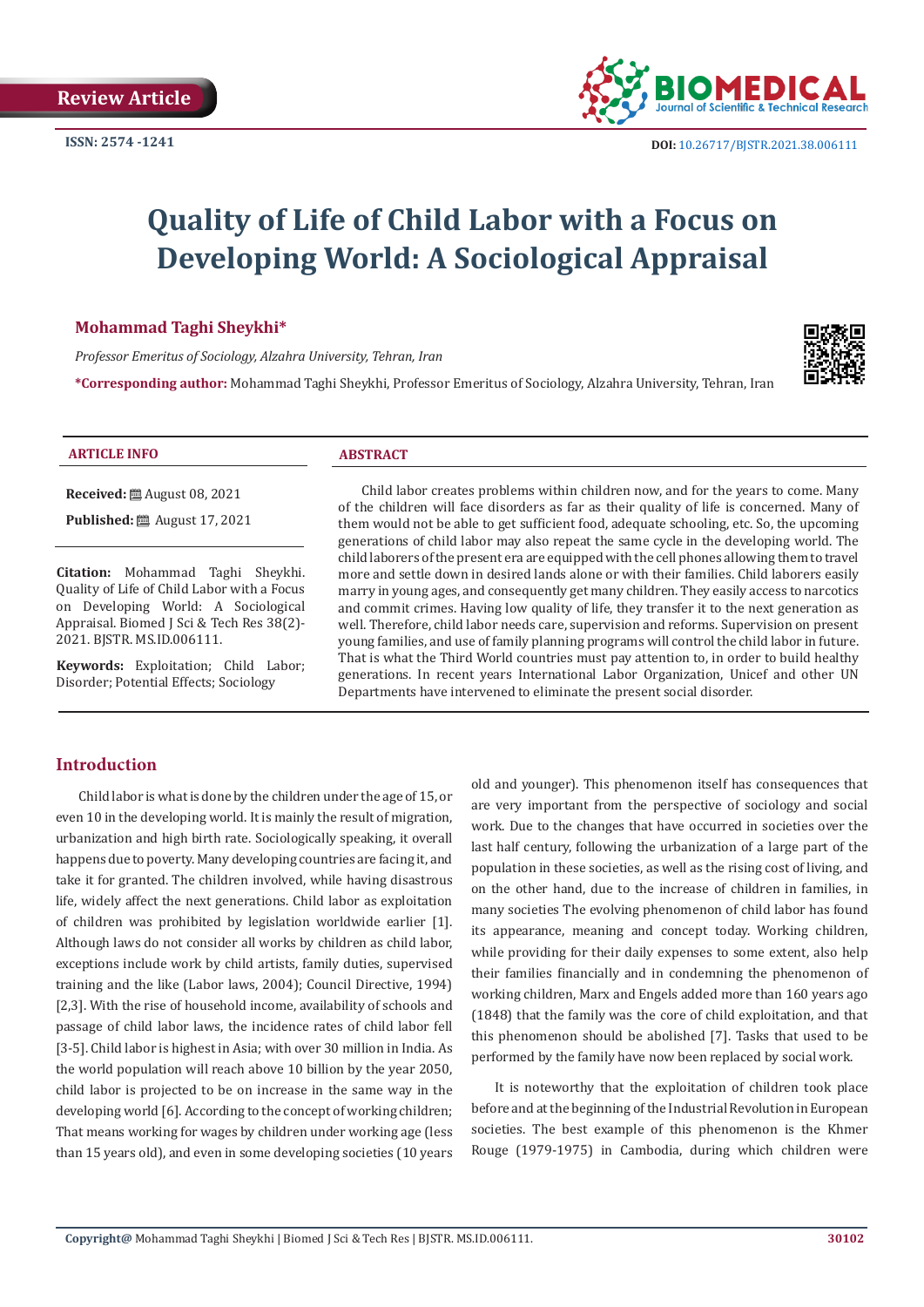Review Article

ISSN: 2574 -1241

DOI: 10.26717/BJSTR.2021.38.006111

# Quality of Life of Child Labor with a Focus on Developing World: A Sociological Appraisal

**Mohammad Taghi Sheykhi***

*Professor Emeritus of Sociology, Alzahra University, Tehran, Iran*

***Corresponding author:** Mohammad Taghi Sheykhi, Professor Emeritus of Sociology, Alzahra University, Tehran, Iran

**ARTICLE INFO**

**Received:** August 08, 2021

**Published:** August 17, 2021

**Citation:** Mohammad Taghi Sheykhi. Quality of Life of Child Labor with a Focus on Developing World: A Sociological Appraisal. Biomed J Sci & Tech Res 38(2)-2021. BJSTR. MS.ID.006111.

**Keywords:** Exploitation; Child Labor; Disorder; Potential Effects; Sociology

**ABSTRACT**

Child labor creates problems within children now, and for the years to come. Many of the children will face disorders as far as their quality of life is concerned. Many of them would not be able to get sufficient food, adequate schooling, etc. So, the upcoming generations of child labor may also repeat the same cycle in the developing world. The child laborers of the present era are equipped with the cell phones allowing them to travel more and settle down in desired lands alone or with their families. Child laborers easily marry in young ages, and consequently get many children. They easily access to narcotics and commit crimes. Having low quality of life, they transfer it to the next generation as well. Therefore, child labor needs care, supervision and reforms. Supervision on present young families, and use of family planning programs will control the child labor in future. That is what the Third World countries must pay attention to, in order to build healthy generations. In recent years International Labor Organization, Unicef and other UN Departments have intervened to eliminate the present social disorder.

## Introduction

Child labor is what is done by the children under the age of 15, or even 10 in the developing world. It is mainly the result of migration, urbanization and high birth rate. Sociologically speaking, it overall happens due to poverty. Many developing countries are facing it, and take it for granted. The children involved, while having disastrous life, widely affect the next generations. Child labor as exploitation of children was prohibited by legislation worldwide earlier [1]. Although laws do not consider all works by children as child labor, exceptions include work by child artists, family duties, supervised training and the like (Labor laws, 2004); Council Directive, 1994) [2,3]. With the rise of household income, availability of schools and passage of child labor laws, the incidence rates of child labor fell [3-5]. Child labor is highest in Asia; with over 30 million in India. As the world population will reach above 10 billion by the year 2050, child labor is projected to be on increase in the same way in the developing world [6]. According to the concept of working children; That means working for wages by children under working age (less than 15 years old), and even in some developing societies (10 years old and younger). This phenomenon itself has consequences that are very important from the perspective of sociology and social work. Due to the changes that have occurred in societies over the last half century, following the urbanization of a large part of the population in these societies, as well as the rising cost of living, and on the other hand, due to the increase of children in families, in many societies The evolving phenomenon of child labor has found its appearance, meaning and concept today. Working children, while providing for their daily expenses to some extent, also help their families financially and in condemning the phenomenon of working children, Marx and Engels added more than 160 years ago (1848) that the family was the core of child exploitation, and that this phenomenon should be abolished [7]. Tasks that used to be performed by the family have now been replaced by social work.

It is noteworthy that the exploitation of children took place before and at the beginning of the Industrial Revolution in European societies. The best example of this phenomenon is the Khmer Rouge (1979-1975) in Cambodia, during which children were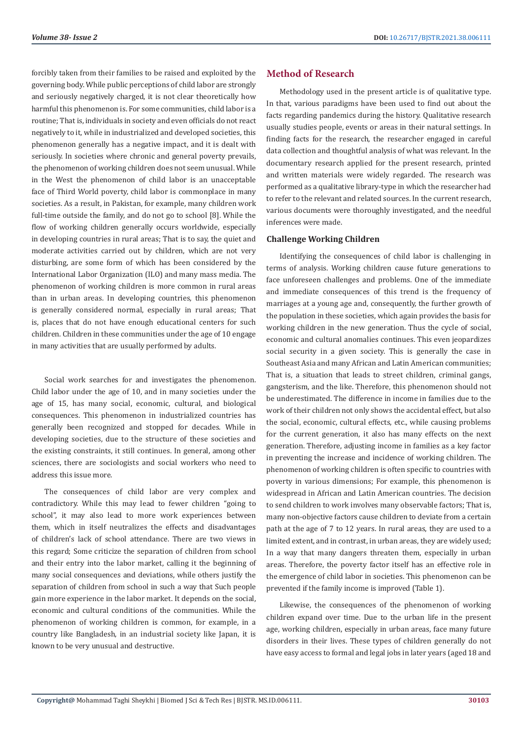forcibly taken from their families to be raised and exploited by the governing body. While public perceptions of child labor are strongly and seriously negatively charged, it is not clear theoretically how harmful this phenomenon is. For some communities, child labor is a routine; That is, individuals in society and even officials do not react negatively to it, while in industrialized and developed societies, this phenomenon generally has a negative impact, and it is dealt with seriously. In societies where chronic and general poverty prevails, the phenomenon of working children does not seem unusual. While in the West the phenomenon of child labor is an unacceptable face of Third World poverty, child labor is commonplace in many societies. As a result, in Pakistan, for example, many children work full-time outside the family, and do not go to school [8]. While the flow of working children generally occurs worldwide, especially in developing countries in rural areas; That is to say, the quiet and moderate activities carried out by children, which are not very disturbing, are some form of which has been considered by the International Labor Organization (ILO) and many mass media. The phenomenon of working children is more common in rural areas than in urban areas. In developing countries, this phenomenon is generally considered normal, especially in rural areas; That is, places that do not have enough educational centers for such children. Children in these communities under the age of 10 engage in many activities that are usually performed by adults.

Social work searches for and investigates the phenomenon. Child labor under the age of 10, and in many societies under the age of 15, has many social, economic, cultural, and biological consequences. This phenomenon in industrialized countries has generally been recognized and stopped for decades. While in developing societies, due to the structure of these societies and the existing constraints, it still continues. In general, among other sciences, there are sociologists and social workers who need to address this issue more.

The consequences of child labor are very complex and contradictory. While this may lead to fewer children "going to school", it may also lead to more work experiences between them, which in itself neutralizes the effects and disadvantages of children's lack of school attendance. There are two views in this regard; Some criticize the separation of children from school and their entry into the labor market, calling it the beginning of many social consequences and deviations, while others justify the separation of children from school in such a way that Such people gain more experience in the labor market. It depends on the social, economic and cultural conditions of the communities. While the phenomenon of working children is common, for example, in a country like Bangladesh, in an industrial society like Japan, it is known to be very unusual and destructive.

## Method of Research

Methodology used in the present article is of qualitative type. In that, various paradigms have been used to find out about the facts regarding pandemics during the history. Qualitative research usually studies people, events or areas in their natural settings. In finding facts for the research, the researcher engaged in careful data collection and thoughtful analysis of what was relevant. In the documentary research applied for the present research, printed and written materials were widely regarded. The research was performed as a qualitative library-type in which the researcher had to refer to the relevant and related sources. In the current research, various documents were thoroughly investigated, and the needful inferences were made.

### Challenge Working Children

Identifying the consequences of child labor is challenging in terms of analysis. Working children cause future generations to face unforeseen challenges and problems. One of the immediate and immediate consequences of this trend is the frequency of marriages at a young age and, consequently, the further growth of the population in these societies, which again provides the basis for working children in the new generation. Thus the cycle of social, economic and cultural anomalies continues. This even jeopardizes social security in a given society. This is generally the case in Southeast Asia and many African and Latin American communities; That is, a situation that leads to street children, criminal gangs, gangsterism, and the like. Therefore, this phenomenon should not be underestimated. The difference in income in families due to the work of their children not only shows the accidental effect, but also the social, economic, cultural effects, etc., while causing problems for the current generation, it also has many effects on the next generation. Therefore, adjusting income in families as a key factor in preventing the increase and incidence of working children. The phenomenon of working children is often specific to countries with poverty in various dimensions; For example, this phenomenon is widespread in African and Latin American countries. The decision to send children to work involves many observable factors; That is, many non-objective factors cause children to deviate from a certain path at the age of 7 to 12 years. In rural areas, they are used to a limited extent, and in contrast, in urban areas, they are widely used; In a way that many dangers threaten them, especially in urban areas. Therefore, the poverty factor itself has an effective role in the emergence of child labor in societies. This phenomenon can be prevented if the family income is improved (Table 1).

Likewise, the consequences of the phenomenon of working children expand over time. Due to the urban life in the present age, working children, especially in urban areas, face many future disorders in their lives. These types of children generally do not have easy access to formal and legal jobs in later years (aged 18 and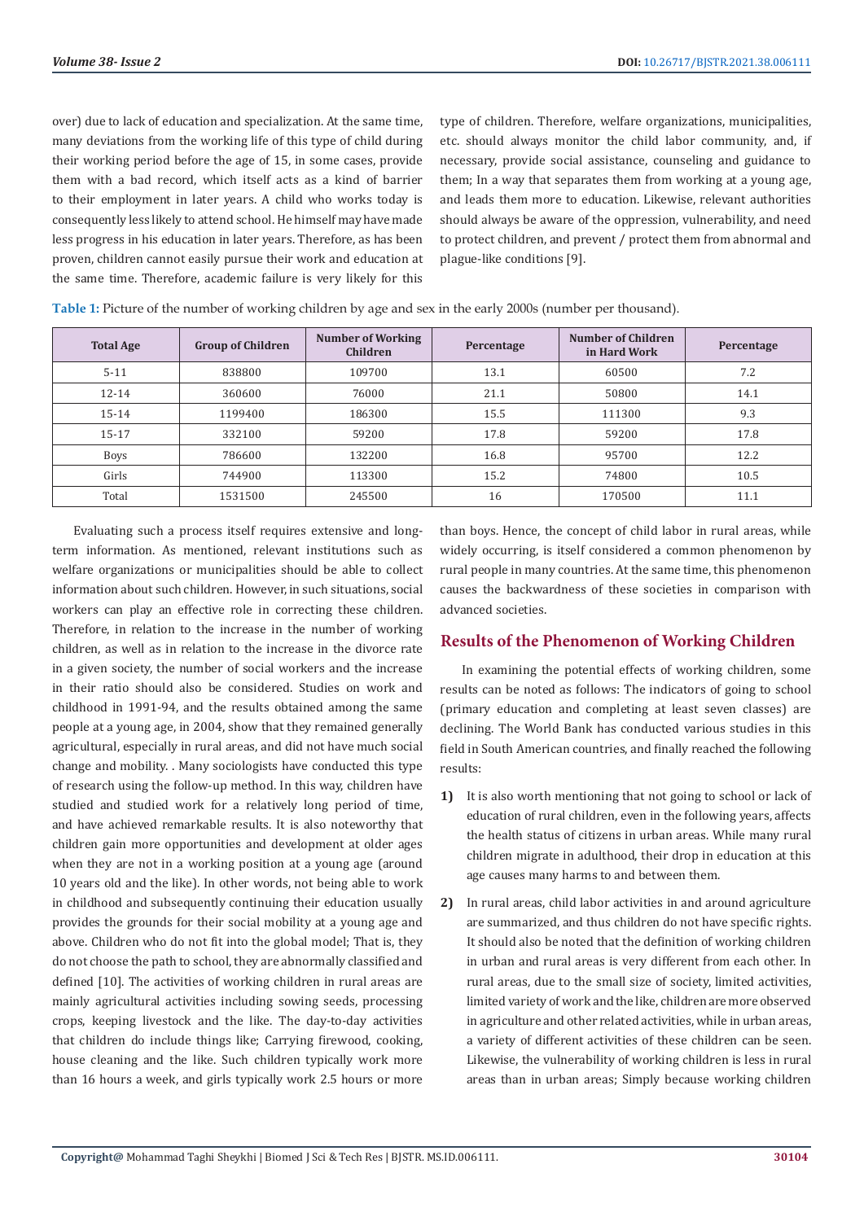over) due to lack of education and specialization. At the same time, many deviations from the working life of this type of child during their working period before the age of 15, in some cases, provide them with a bad record, which itself acts as a kind of barrier to their employment in later years. A child who works today is consequently less likely to attend school. He himself may have made less progress in his education in later years. Therefore, as has been proven, children cannot easily pursue their work and education at the same time. Therefore, academic failure is very likely for this type of children. Therefore, welfare organizations, municipalities, etc. should always monitor the child labor community, and, if necessary, provide social assistance, counseling and guidance to them; In a way that separates them from working at a young age, and leads them more to education. Likewise, relevant authorities should always be aware of the oppression, vulnerability, and need to protect children, and prevent / protect them from abnormal and plague-like conditions [9].

**Table 1:** Picture of the number of working children by age and sex in the early 2000s (number per thousand).

| Total Age | Group of Children | Number of Working Children | Percentage | Number of Children in Hard Work | Percentage |
|---|---|---|---|---|---|
| 5-11 | 838800 | 109700 | 13.1 | 60500 | 7.2 |
| 12-14 | 360600 | 76000 | 21.1 | 50800 | 14.1 |
| 15-14 | 1199400 | 186300 | 15.5 | 111300 | 9.3 |
| 15-17 | 332100 | 59200 | 17.8 | 59200 | 17.8 |
| Boys | 786600 | 132200 | 16.8 | 95700 | 12.2 |
| Girls | 744900 | 113300 | 15.2 | 74800 | 10.5 |
| Total | 1531500 | 245500 | 16 | 170500 | 11.1 |

Evaluating such a process itself requires extensive and long-term information. As mentioned, relevant institutions such as welfare organizations or municipalities should be able to collect information about such children. However, in such situations, social workers can play an effective role in correcting these children. Therefore, in relation to the increase in the number of working children, as well as in relation to the increase in the divorce rate in a given society, the number of social workers and the increase in their ratio should also be considered. Studies on work and childhood in 1991-94, and the results obtained among the same people at a young age, in 2004, show that they remained generally agricultural, especially in rural areas, and did not have much social change and mobility. . Many sociologists have conducted this type of research using the follow-up method. In this way, children have studied and studied work for a relatively long period of time, and have achieved remarkable results. It is also noteworthy that children gain more opportunities and development at older ages when they are not in a working position at a young age (around 10 years old and the like). In other words, not being able to work in childhood and subsequently continuing their education usually provides the grounds for their social mobility at a young age and above. Children who do not fit into the global model; That is, they do not choose the path to school, they are abnormally classified and defined [10]. The activities of working children in rural areas are mainly agricultural activities including sowing seeds, processing crops, keeping livestock and the like. The day-to-day activities that children do include things like; Carrying firewood, cooking, house cleaning and the like. Such children typically work more than 16 hours a week, and girls typically work 2.5 hours or more than boys. Hence, the concept of child labor in rural areas, while widely occurring, is itself considered a common phenomenon by rural people in many countries. At the same time, this phenomenon causes the backwardness of these societies in comparison with advanced societies.

## Results of the Phenomenon of Working Children

In examining the potential effects of working children, some results can be noted as follows: The indicators of going to school (primary education and completing at least seven classes) are declining. The World Bank has conducted various studies in this field in South American countries, and finally reached the following results:

1) It is also worth mentioning that not going to school or lack of education of rural children, even in the following years, affects the health status of citizens in urban areas. While many rural children migrate in adulthood, their drop in education at this age causes many harms to and between them.

2) In rural areas, child labor activities in and around agriculture are summarized, and thus children do not have specific rights. It should also be noted that the definition of working children in urban and rural areas is very different from each other. In rural areas, due to the small size of society, limited activities, limited variety of work and the like, children are more observed in agriculture and other related activities, while in urban areas, a variety of different activities of these children can be seen. Likewise, the vulnerability of working children is less in rural areas than in urban areas; Simply because working children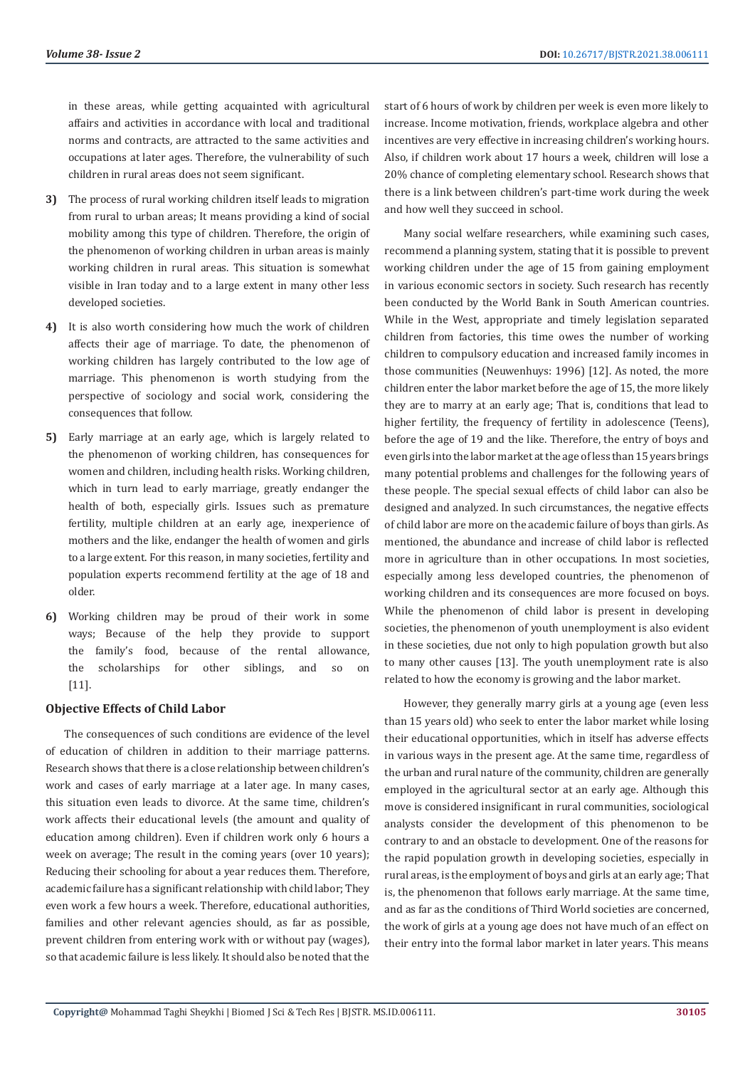in these areas, while getting acquainted with agricultural affairs and activities in accordance with local and traditional norms and contracts, are attracted to the same activities and occupations at later ages. Therefore, the vulnerability of such children in rural areas does not seem significant.

3) The process of rural working children itself leads to migration from rural to urban areas; It means providing a kind of social mobility among this type of children. Therefore, the origin of the phenomenon of working children in urban areas is mainly working children in rural areas. This situation is somewhat visible in Iran today and to a large extent in many other less developed societies.

4) It is also worth considering how much the work of children affects their age of marriage. To date, the phenomenon of working children has largely contributed to the low age of marriage. This phenomenon is worth studying from the perspective of sociology and social work, considering the consequences that follow.

5) Early marriage at an early age, which is largely related to the phenomenon of working children, has consequences for women and children, including health risks. Working children, which in turn lead to early marriage, greatly endanger the health of both, especially girls. Issues such as premature fertility, multiple children at an early age, inexperience of mothers and the like, endanger the health of women and girls to a large extent. For this reason, in many societies, fertility and population experts recommend fertility at the age of 18 and older.

6) Working children may be proud of their work in some ways; Because of the help they provide to support the family's food, because of the rental allowance, the scholarships for other siblings, and so on [11].

### Objective Effects of Child Labor

The consequences of such conditions are evidence of the level of education of children in addition to their marriage patterns. Research shows that there is a close relationship between children's work and cases of early marriage at a later age. In many cases, this situation even leads to divorce. At the same time, children's work affects their educational levels (the amount and quality of education among children). Even if children work only 6 hours a week on average; The result in the coming years (over 10 years); Reducing their schooling for about a year reduces them. Therefore, academic failure has a significant relationship with child labor; They even work a few hours a week. Therefore, educational authorities, families and other relevant agencies should, as far as possible, prevent children from entering work with or without pay (wages), so that academic failure is less likely. It should also be noted that the start of 6 hours of work by children per week is even more likely to increase. Income motivation, friends, workplace algebra and other incentives are very effective in increasing children's working hours. Also, if children work about 17 hours a week, children will lose a 20% chance of completing elementary school. Research shows that there is a link between children's part-time work during the week and how well they succeed in school.

Many social welfare researchers, while examining such cases, recommend a planning system, stating that it is possible to prevent working children under the age of 15 from gaining employment in various economic sectors in society. Such research has recently been conducted by the World Bank in South American countries. While in the West, appropriate and timely legislation separated children from factories, this time owes the number of working children to compulsory education and increased family incomes in those communities (Neuwenhuys: 1996) [12]. As noted, the more children enter the labor market before the age of 15, the more likely they are to marry at an early age; That is, conditions that lead to higher fertility, the frequency of fertility in adolescence (Teens), before the age of 19 and the like. Therefore, the entry of boys and even girls into the labor market at the age of less than 15 years brings many potential problems and challenges for the following years of these people. The special sexual effects of child labor can also be designed and analyzed. In such circumstances, the negative effects of child labor are more on the academic failure of boys than girls. As mentioned, the abundance and increase of child labor is reflected more in agriculture than in other occupations. In most societies, especially among less developed countries, the phenomenon of working children and its consequences are more focused on boys. While the phenomenon of child labor is present in developing societies, the phenomenon of youth unemployment is also evident in these societies, due not only to high population growth but also to many other causes [13]. The youth unemployment rate is also related to how the economy is growing and the labor market.

However, they generally marry girls at a young age (even less than 15 years old) who seek to enter the labor market while losing their educational opportunities, which in itself has adverse effects in various ways in the present age. At the same time, regardless of the urban and rural nature of the community, children are generally employed in the agricultural sector at an early age. Although this move is considered insignificant in rural communities, sociological analysts consider the development of this phenomenon to be contrary to and an obstacle to development. One of the reasons for the rapid population growth in developing societies, especially in rural areas, is the employment of boys and girls at an early age; That is, the phenomenon that follows early marriage. At the same time, and as far as the conditions of Third World societies are concerned, the work of girls at a young age does not have much of an effect on their entry into the formal labor market in later years. This means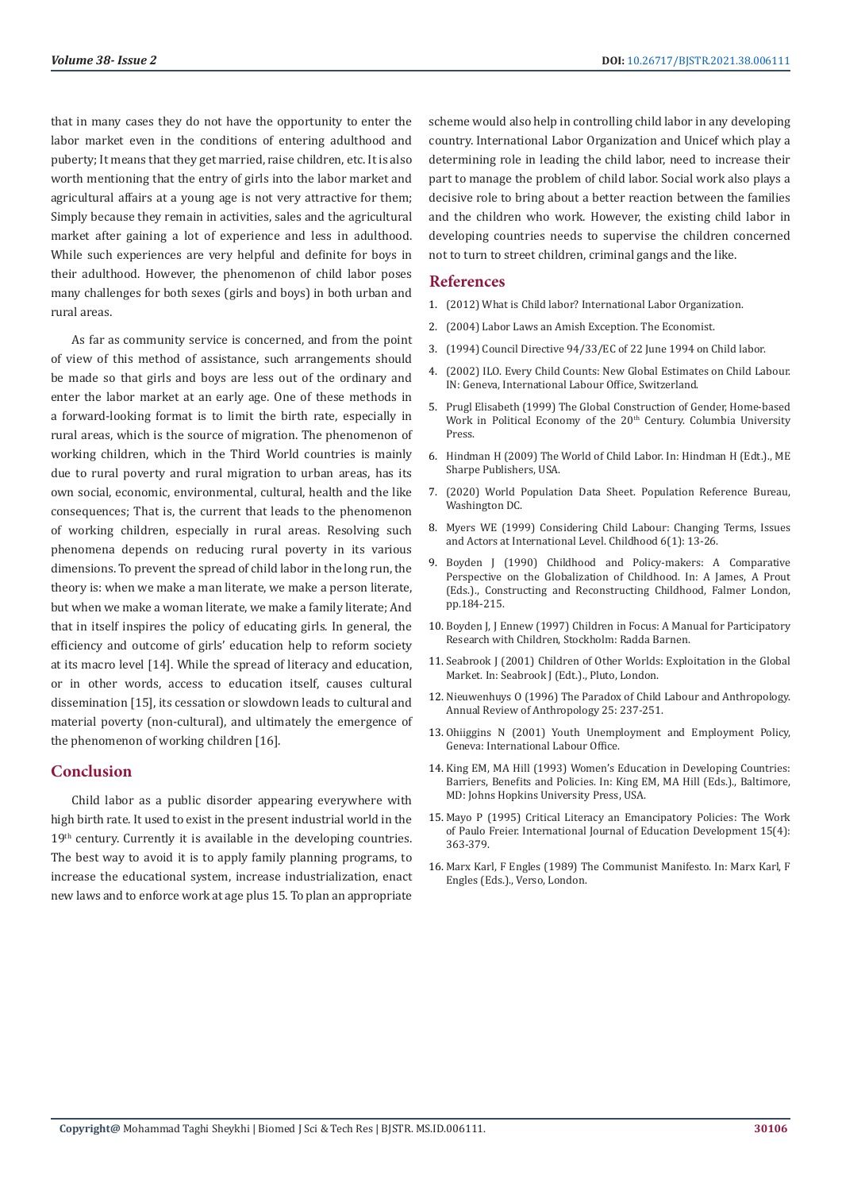that in many cases they do not have the opportunity to enter the labor market even in the conditions of entering adulthood and puberty; It means that they get married, raise children, etc. It is also worth mentioning that the entry of girls into the labor market and agricultural affairs at a young age is not very attractive for them; Simply because they remain in activities, sales and the agricultural market after gaining a lot of experience and less in adulthood. While such experiences are very helpful and definite for boys in their adulthood. However, the phenomenon of child labor poses many challenges for both sexes (girls and boys) in both urban and rural areas.

As far as community service is concerned, and from the point of view of this method of assistance, such arrangements should be made so that girls and boys are less out of the ordinary and enter the labor market at an early age. One of these methods in a forward-looking format is to limit the birth rate, especially in rural areas, which is the source of migration. The phenomenon of working children, which in the Third World countries is mainly due to rural poverty and rural migration to urban areas, has its own social, economic, environmental, cultural, health and the like consequences; That is, the current that leads to the phenomenon of working children, especially in rural areas. Resolving such phenomena depends on reducing rural poverty in its various dimensions. To prevent the spread of child labor in the long run, the theory is: when we make a man literate, we make a person literate, but when we make a woman literate, we make a family literate; And that in itself inspires the policy of educating girls. In general, the efficiency and outcome of girls' education help to reform society at its macro level [14]. While the spread of literacy and education, or in other words, access to education itself, causes cultural dissemination [15], its cessation or slowdown leads to cultural and material poverty (non-cultural), and ultimately the emergence of the phenomenon of working children [16].

## Conclusion

Child labor as a public disorder appearing everywhere with high birth rate. It used to exist in the present industrial world in the 19th century. Currently it is available in the developing countries. The best way to avoid it is to apply family planning programs, to increase the educational system, increase industrialization, enact new laws and to enforce work at age plus 15. To plan an appropriate scheme would also help in controlling child labor in any developing country. International Labor Organization and Unicef which play a determining role in leading the child labor, need to increase their part to manage the problem of child labor. Social work also plays a decisive role to bring about a better reaction between the families and the children who work. However, the existing child labor in developing countries needs to supervise the children concerned not to turn to street children, criminal gangs and the like.

## References

1. (2012) What is Child labor? International Labor Organization.
2. (2004) Labor Laws an Amish Exception. The Economist.
3. (1994) Council Directive 94/33/EC of 22 June 1994 on Child labor.
4. (2002) ILO. Every Child Counts: New Global Estimates on Child Labour. IN: Geneva, International Labour Office, Switzerland.
5. Prugl Elisabeth (1999) The Global Construction of Gender, Home-based Work in Political Economy of the 20th Century. Columbia University Press.
6. Hindman H (2009) The World of Child Labor. In: Hindman H (Edt.), ME Sharpe Publishers, USA.
7. (2020) World Population Data Sheet. Population Reference Bureau, Washington DC.
8. Myers WE (1999) Considering Child Labour: Changing Terms, Issues and Actors at International Level. Childhood 6(1): 13-26.
9. Boyden J (1990) Childhood and Policy-makers: A Comparative Perspective on the Globalization of Childhood. In: A James, A Prout (Eds.), Constructing and Reconstructing Childhood, Falmer London, pp.184-215.
10. Boyden J, J Ennew (1997) Children in Focus: A Manual for Participatory Research with Children, Stockholm: Radda Barnen.
11. Seabrook J (2001) Children of Other Worlds: Exploitation in the Global Market. In: Seabrook J (Edt.), Pluto, London.
12. Nieuwenhuys O (1996) The Paradox of Child Labour and Anthropology. Annual Review of Anthropology 25: 237-251.
13. Ohiggins N (2001) Youth Unemployment and Employment Policy, Geneva: International Labour Office.
14. King EM, MA Hill (1993) Women's Education in Developing Countries: Barriers, Benefits and Policies. In: King EM, MA Hill (Eds.), Baltimore, MD: Johns Hopkins University Press, USA.
15. Mayo P (1995) Critical Literacy an Emancipatory Policies: The Work of Paulo Freier. International Journal of Education Development 15(4): 363-379.
16. Marx Karl, F Engles (1989) The Communist Manifesto. In: Marx Karl, F Engles (Eds.), Verso, London.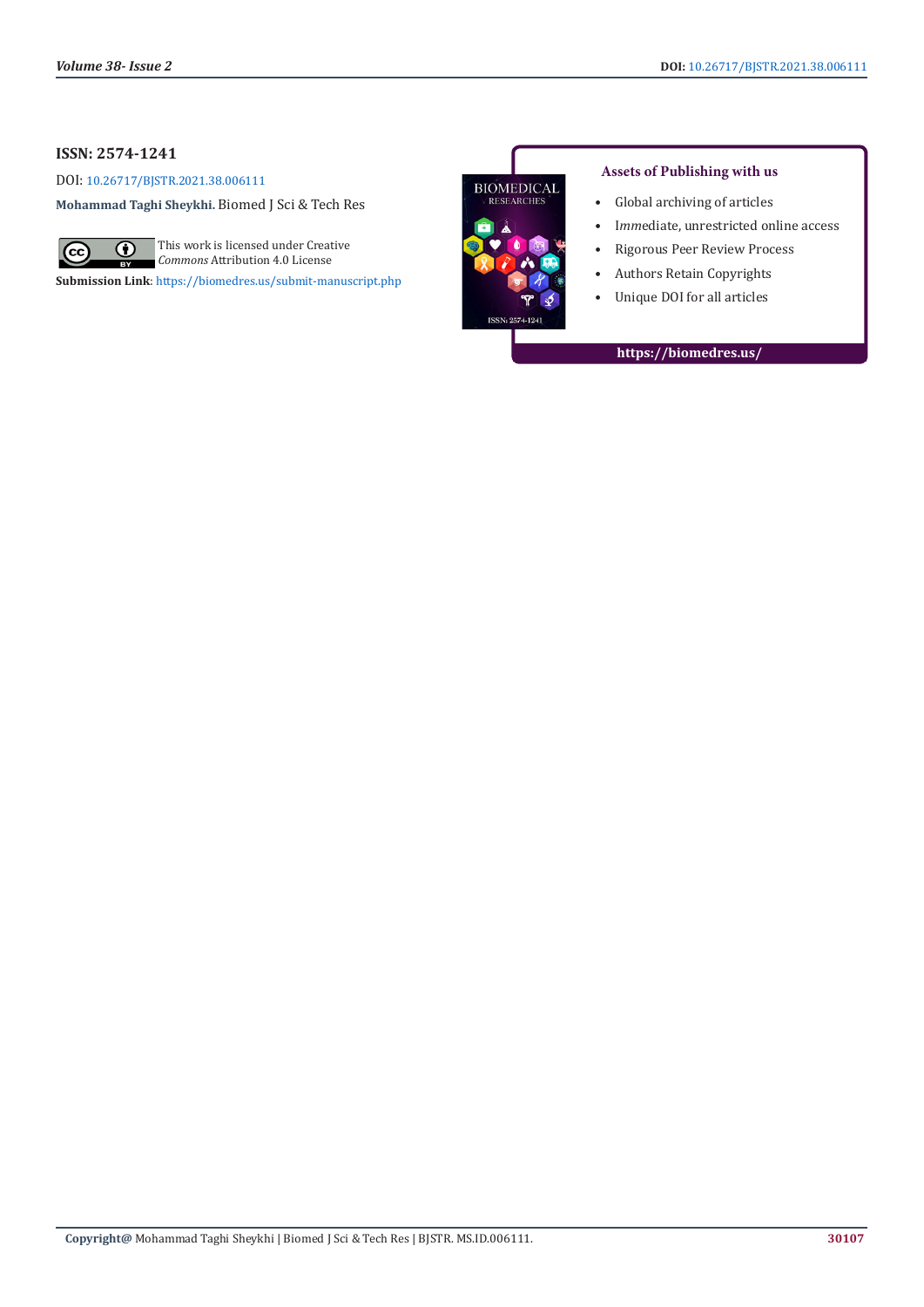**ISSN: 2574-1241**

DOI: 10.26717/BJSTR.2021.38.006111

**Mohammad Taghi Sheykhi.** Biomed J Sci & Tech Res

This work is licensed under Creative *Commons* Attribution 4.0 License

**Submission Link**: https://biomedres.us/submit-manuscript.php

### Assets of Publishing with us

- Global archiving of articles
- Immediate, unrestricted online access
- Rigorous Peer Review Process
- Authors Retain Copyrights
- Unique DOI for all articles

**https://biomedres.us/**